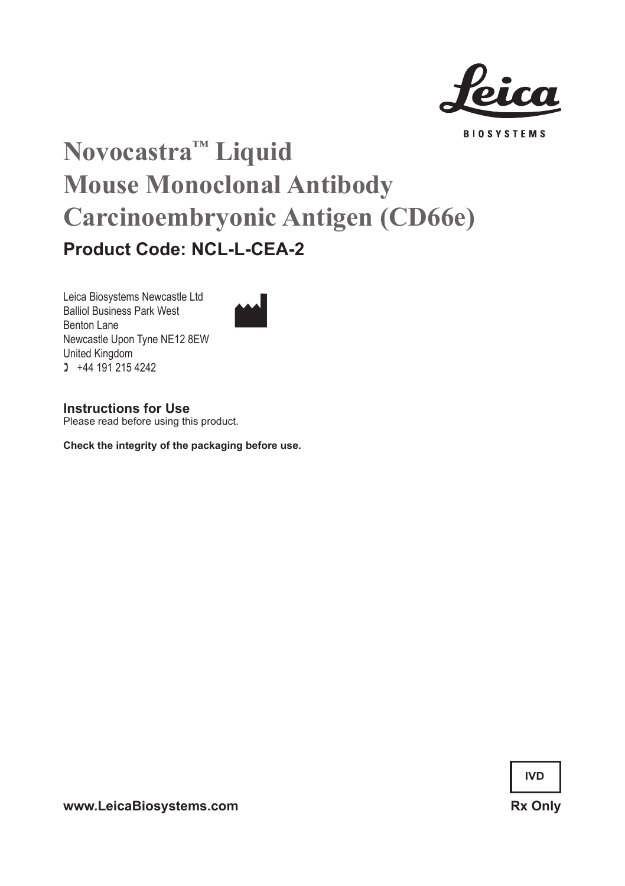Leica

BIOSYSTEMS

# Novocastra™ Liquid Mouse Monoclonal Antibody Carcinoembryonic Antigen (CD66e)

## Product Code: NCL-L-CEA-2

Leica Biosystems Newcastle Ltd
Balliol Business Park West
Benton Lane
Newcastle Upon Tyne NE12 8EW
United Kingdom
+44 191 215 4242

### Instructions for Use

Please read before using this product.

**Check the integrity of the packaging before use.**

**IVD**

**www.LeicaBiosystems.com**

**Rx Only**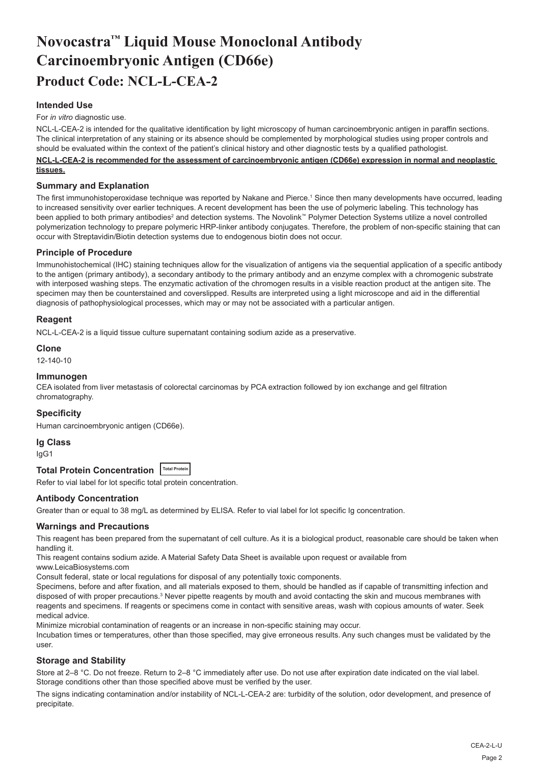# Novocastra™ Liquid Mouse Monoclonal Antibody Carcinoembryonic Antigen (CD66e)

# Product Code: NCL-L-CEA-2

### Intended Use

For *in vitro* diagnostic use.

NCL-L-CEA-2 is intended for the qualitative identification by light microscopy of human carcinoembryonic antigen in paraffin sections. The clinical interpretation of any staining or its absence should be complemented by morphological studies using proper controls and should be evaluated within the context of the patient's clinical history and other diagnostic tests by a qualified pathologist.

**NCL-L-CEA-2 is recommended for the assessment of carcinoembryonic antigen (CD66e) expression in normal and neoplastic tissues.**

### Summary and Explanation

The first immunohistoperoxidase technique was reported by Nakane and Pierce.[1] Since then many developments have occurred, leading to increased sensitivity over earlier techniques. A recent development has been the use of polymeric labeling. This technology has been applied to both primary antibodies[2] and detection systems. The Novolink™ Polymer Detection Systems utilize a novel controlled polymerization technology to prepare polymeric HRP-linker antibody conjugates. Therefore, the problem of non-specific staining that can occur with Streptavidin/Biotin detection systems due to endogenous biotin does not occur.

### Principle of Procedure

Immunohistochemical (IHC) staining techniques allow for the visualization of antigens via the sequential application of a specific antibody to the antigen (primary antibody), a secondary antibody to the primary antibody and an enzyme complex with a chromogenic substrate with interposed washing steps. The enzymatic activation of the chromogen results in a visible reaction product at the antigen site. The specimen may then be counterstained and coverslipped. Results are interpreted using a light microscope and aid in the differential diagnosis of pathophysiological processes, which may or may not be associated with a particular antigen.

### Reagent

NCL-L-CEA-2 is a liquid tissue culture supernatant containing sodium azide as a preservative.

### Clone

12-140-10

### Immunogen

CEA isolated from liver metastasis of colorectal carcinomas by PCA extraction followed by ion exchange and gel filtration chromatography.

### Specificity

Human carcinoembryonic antigen (CD66e).

### Ig Class

IgG1

### Total Protein Concentration Total Protein

Refer to vial label for lot specific total protein concentration.

### Antibody Concentration

Greater than or equal to 38 mg/L as determined by ELISA. Refer to vial label for lot specific Ig concentration.

### Warnings and Precautions

This reagent has been prepared from the supernatant of cell culture. As it is a biological product, reasonable care should be taken when handling it.

This reagent contains sodium azide. A Material Safety Data Sheet is available upon request or available from www.LeicaBiosystems.com

Consult federal, state or local regulations for disposal of any potentially toxic components.

Specimens, before and after fixation, and all materials exposed to them, should be handled as if capable of transmitting infection and disposed of with proper precautions.[3] Never pipette reagents by mouth and avoid contacting the skin and mucous membranes with reagents and specimens. If reagents or specimens come in contact with sensitive areas, wash with copious amounts of water. Seek medical advice.

Minimize microbial contamination of reagents or an increase in non-specific staining may occur.

Incubation times or temperatures, other than those specified, may give erroneous results. Any such changes must be validated by the user.

### Storage and Stability

Store at 2–8 °C. Do not freeze. Return to 2–8 °C immediately after use. Do not use after expiration date indicated on the vial label. Storage conditions other than those specified above must be verified by the user.

The signs indicating contamination and/or instability of NCL-L-CEA-2 are: turbidity of the solution, odor development, and presence of precipitate.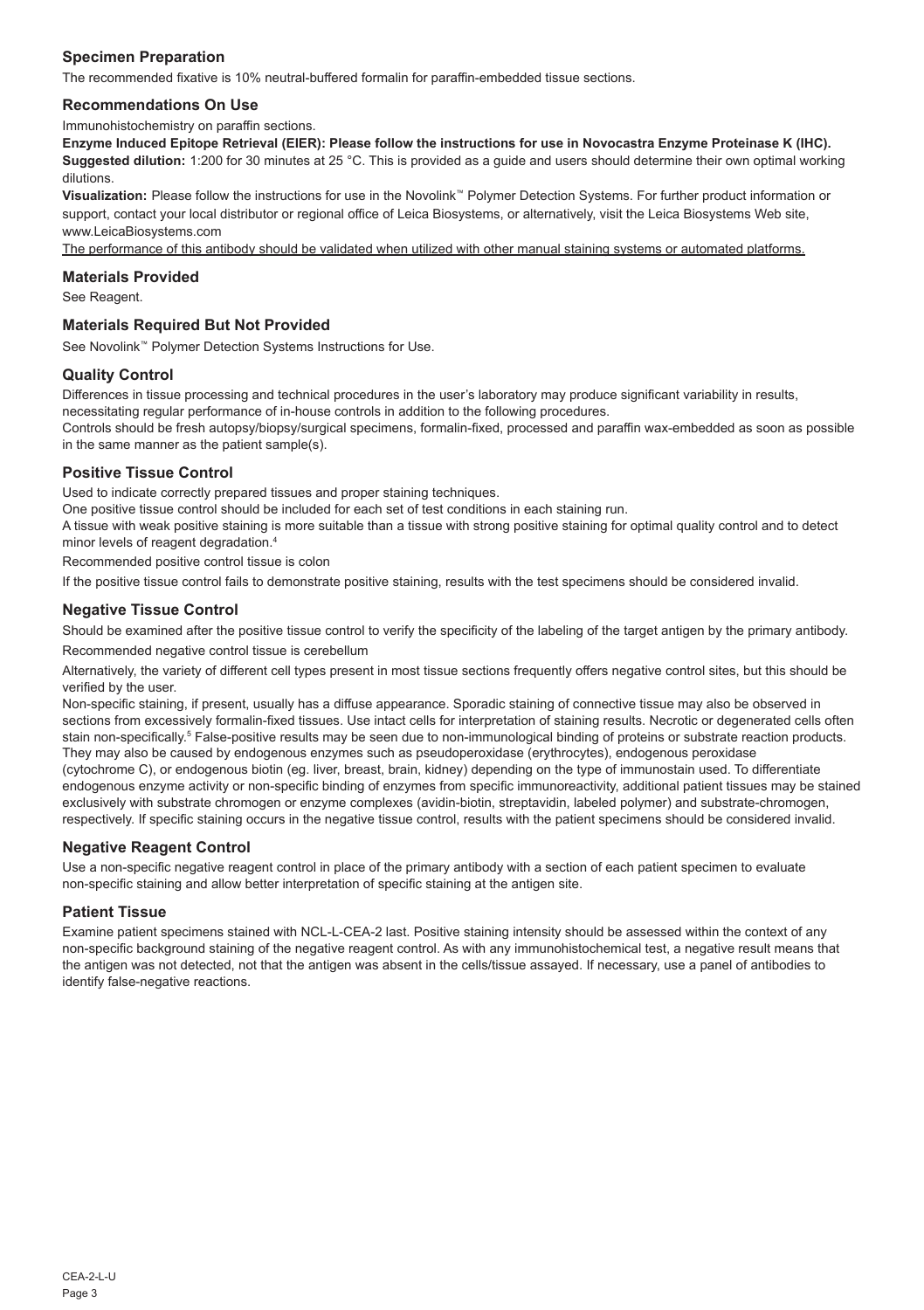## Specimen Preparation

The recommended fixative is 10% neutral-buffered formalin for paraffin-embedded tissue sections.

## Recommendations On Use

Immunohistochemistry on paraffin sections.

**Enzyme Induced Epitope Retrieval (EIER): Please follow the instructions for use in Novocastra Enzyme Proteinase K (IHC).**

**Suggested dilution:** 1:200 for 30 minutes at 25 °C. This is provided as a guide and users should determine their own optimal working dilutions.

**Visualization:** Please follow the instructions for use in the Novolink™ Polymer Detection Systems. For further product information or support, contact your local distributor or regional office of Leica Biosystems, or alternatively, visit the Leica Biosystems Web site, www.LeicaBiosystems.com

<u>The performance of this antibody should be validated when utilized with other manual staining systems or automated platforms.</u>

## Materials Provided

See Reagent.

## Materials Required But Not Provided

See Novolink™ Polymer Detection Systems Instructions for Use.

## Quality Control

Differences in tissue processing and technical procedures in the user's laboratory may produce significant variability in results, necessitating regular performance of in-house controls in addition to the following procedures.

Controls should be fresh autopsy/biopsy/surgical specimens, formalin-fixed, processed and paraffin wax-embedded as soon as possible in the same manner as the patient sample(s).

## Positive Tissue Control

Used to indicate correctly prepared tissues and proper staining techniques.

One positive tissue control should be included for each set of test conditions in each staining run.

A tissue with weak positive staining is more suitable than a tissue with strong positive staining for optimal quality control and to detect minor levels of reagent degradation.[4]

Recommended positive control tissue is colon

If the positive tissue control fails to demonstrate positive staining, results with the test specimens should be considered invalid.

## Negative Tissue Control

Should be examined after the positive tissue control to verify the specificity of the labeling of the target antigen by the primary antibody.

Recommended negative control tissue is cerebellum

Alternatively, the variety of different cell types present in most tissue sections frequently offers negative control sites, but this should be verified by the user.

Non-specific staining, if present, usually has a diffuse appearance. Sporadic staining of connective tissue may also be observed in sections from excessively formalin-fixed tissues. Use intact cells for interpretation of staining results. Necrotic or degenerated cells often stain non-specifically.[5] False-positive results may be seen due to non-immunological binding of proteins or substrate reaction products. They may also be caused by endogenous enzymes such as pseudoperoxidase (erythrocytes), endogenous peroxidase (cytochrome C), or endogenous biotin (eg. liver, breast, brain, kidney) depending on the type of immunostain used. To differentiate endogenous enzyme activity or non-specific binding of enzymes from specific immunoreactivity, additional patient tissues may be stained exclusively with substrate chromogen or enzyme complexes (avidin-biotin, streptavidin, labeled polymer) and substrate-chromogen, respectively. If specific staining occurs in the negative tissue control, results with the patient specimens should be considered invalid.

## Negative Reagent Control

Use a non-specific negative reagent control in place of the primary antibody with a section of each patient specimen to evaluate non-specific staining and allow better interpretation of specific staining at the antigen site.

## Patient Tissue

Examine patient specimens stained with NCL-L-CEA-2 last. Positive staining intensity should be assessed within the context of any non-specific background staining of the negative reagent control. As with any immunohistochemical test, a negative result means that the antigen was not detected, not that the antigen was absent in the cells/tissue assayed. If necessary, use a panel of antibodies to identify false-negative reactions.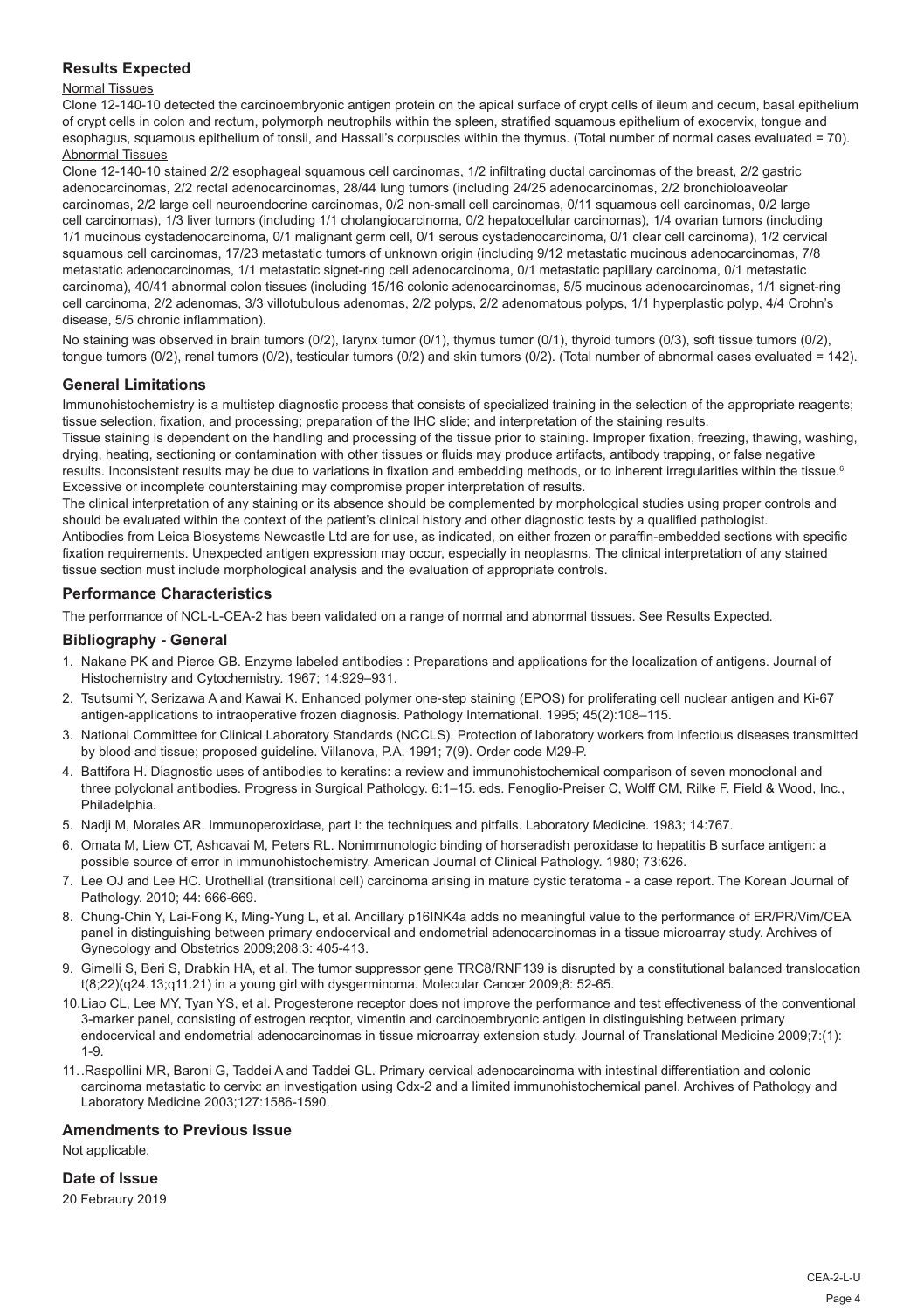## Results Expected

Normal Tissues

Clone 12-140-10 detected the carcinoembryonic antigen protein on the apical surface of crypt cells of ileum and cecum, basal epithelium of crypt cells in colon and rectum, polymorph neutrophils within the spleen, stratified squamous epithelium of exocervix, tongue and esophagus, squamous epithelium of tonsil, and Hassall's corpuscles within the thymus. (Total number of normal cases evaluated = 70).

Abnormal Tissues

Clone 12-140-10 stained 2/2 esophageal squamous cell carcinomas, 1/2 infiltrating ductal carcinomas of the breast, 2/2 gastric adenocarcinomas, 2/2 rectal adenocarcinomas, 28/44 lung tumors (including 24/25 adenocarcinomas, 2/2 bronchioloaveolar carcinomas, 2/2 large cell neuroendocrine carcinomas, 0/2 non-small cell carcinomas, 0/11 squamous cell carcinomas, 0/2 large cell carcinomas), 1/3 liver tumors (including 1/1 cholangiocarcinoma, 0/2 hepatocellular carcinomas), 1/4 ovarian tumors (including 1/1 mucinous cystadenocarcinoma, 0/1 malignant germ cell, 0/1 serous cystadenocarcinoma, 0/1 clear cell carcinoma), 1/2 cervical squamous cell carcinomas, 17/23 metastatic tumors of unknown origin (including 9/12 metastatic mucinous adenocarcinomas, 7/8 metastatic adenocarcinomas, 1/1 metastatic signet-ring cell adenocarcinoma, 0/1 metastatic papillary carcinoma, 0/1 metastatic carcinoma), 40/41 abnormal colon tissues (including 15/16 colonic adenocarcinomas, 5/5 mucinous adenocarcinomas, 1/1 signet-ring cell carcinoma, 2/2 adenomas, 3/3 villotubulous adenomas, 2/2 polyps, 2/2 adenomatous polyps, 1/1 hyperplastic polyp, 4/4 Crohn's disease, 5/5 chronic inflammation).

No staining was observed in brain tumors (0/2), larynx tumor (0/1), thymus tumor (0/1), thyroid tumors (0/3), soft tissue tumors (0/2), tongue tumors (0/2), renal tumors (0/2), testicular tumors (0/2) and skin tumors (0/2). (Total number of abnormal cases evaluated = 142).

## General Limitations

Immunohistochemistry is a multistep diagnostic process that consists of specialized training in the selection of the appropriate reagents; tissue selection, fixation, and processing; preparation of the IHC slide; and interpretation of the staining results.

Tissue staining is dependent on the handling and processing of the tissue prior to staining. Improper fixation, freezing, thawing, washing, drying, heating, sectioning or contamination with other tissues or fluids may produce artifacts, antibody trapping, or false negative results. Inconsistent results may be due to variations in fixation and embedding methods, or to inherent irregularities within the tissue.[6] Excessive or incomplete counterstaining may compromise proper interpretation of results.

The clinical interpretation of any staining or its absence should be complemented by morphological studies using proper controls and should be evaluated within the context of the patient's clinical history and other diagnostic tests by a qualified pathologist.

Antibodies from Leica Biosystems Newcastle Ltd are for use, as indicated, on either frozen or paraffin-embedded sections with specific fixation requirements. Unexpected antigen expression may occur, especially in neoplasms. The clinical interpretation of any stained tissue section must include morphological analysis and the evaluation of appropriate controls.

## Performance Characteristics

The performance of NCL-L-CEA-2 has been validated on a range of normal and abnormal tissues. See Results Expected.

## Bibliography - General

1. Nakane PK and Pierce GB. Enzyme labeled antibodies : Preparations and applications for the localization of antigens. Journal of Histochemistry and Cytochemistry. 1967; 14:929–931.
2. Tsutsumi Y, Serizawa A and Kawai K. Enhanced polymer one-step staining (EPOS) for proliferating cell nuclear antigen and Ki-67 antigen-applications to intraoperative frozen diagnosis. Pathology International. 1995; 45(2):108–115.
3. National Committee for Clinical Laboratory Standards (NCCLS). Protection of laboratory workers from infectious diseases transmitted by blood and tissue; proposed guideline. Villanova, P.A. 1991; 7(9). Order code M29-P.
4. Battifora H. Diagnostic uses of antibodies to keratins: a review and immunohistochemical comparison of seven monoclonal and three polyclonal antibodies. Progress in Surgical Pathology. 6:1–15. eds. Fenoglio-Preiser C, Wolff CM, Rilke F. Field & Wood, Inc., Philadelphia.
5. Nadji M, Morales AR. Immunoperoxidase, part I: the techniques and pitfalls. Laboratory Medicine. 1983; 14:767.
6. Omata M, Liew CT, Ashcavai M, Peters RL. Nonimmunologic binding of horseradish peroxidase to hepatitis B surface antigen: a possible source of error in immunohistochemistry. American Journal of Clinical Pathology. 1980; 73:626.
7. Lee OJ and Lee HC. Urothellial (transitional cell) carcinoma arising in mature cystic teratoma - a case report. The Korean Journal of Pathology. 2010; 44: 666-669.
8. Chung-Chin Y, Lai-Fong K, Ming-Yung L, et al. Ancillary p16INK4a adds no meaningful value to the performance of ER/PR/Vim/CEA panel in distinguishing between primary endocervical and endometrial adenocarcinomas in a tissue microarray study. Archives of Gynecology and Obstetrics 2009;208:3: 405-413.
9. Gimelli S, Beri S, Drabkin HA, et al. The tumor suppressor gene TRC8/RNF139 is disrupted by a constitutional balanced translocation t(8;22)(q24.13;q11.21) in a young girl with dysgerminoma. Molecular Cancer 2009;8: 52-65.
10. Liao CL, Lee MY, Tyan YS, et al. Progesterone receptor does not improve the performance and test effectiveness of the conventional 3-marker panel, consisting of estrogen recptor, vimentin and carcinoembryonic antigen in distinguishing between primary endocervical and endometrial adenocarcinomas in tissue microarray extension study. Journal of Translational Medicine 2009;7:(1): 1-9.
11. .Raspollini MR, Baroni G, Taddei A and Taddei GL. Primary cervical adenocarcinoma with intestinal differentiation and colonic carcinoma metastatic to cervix: an investigation using Cdx-2 and a limited immunohistochemical panel. Archives of Pathology and Laboratory Medicine 2003;127:1586-1590.

## Amendments to Previous Issue

Not applicable.

## Date of Issue

20 Febraury 2019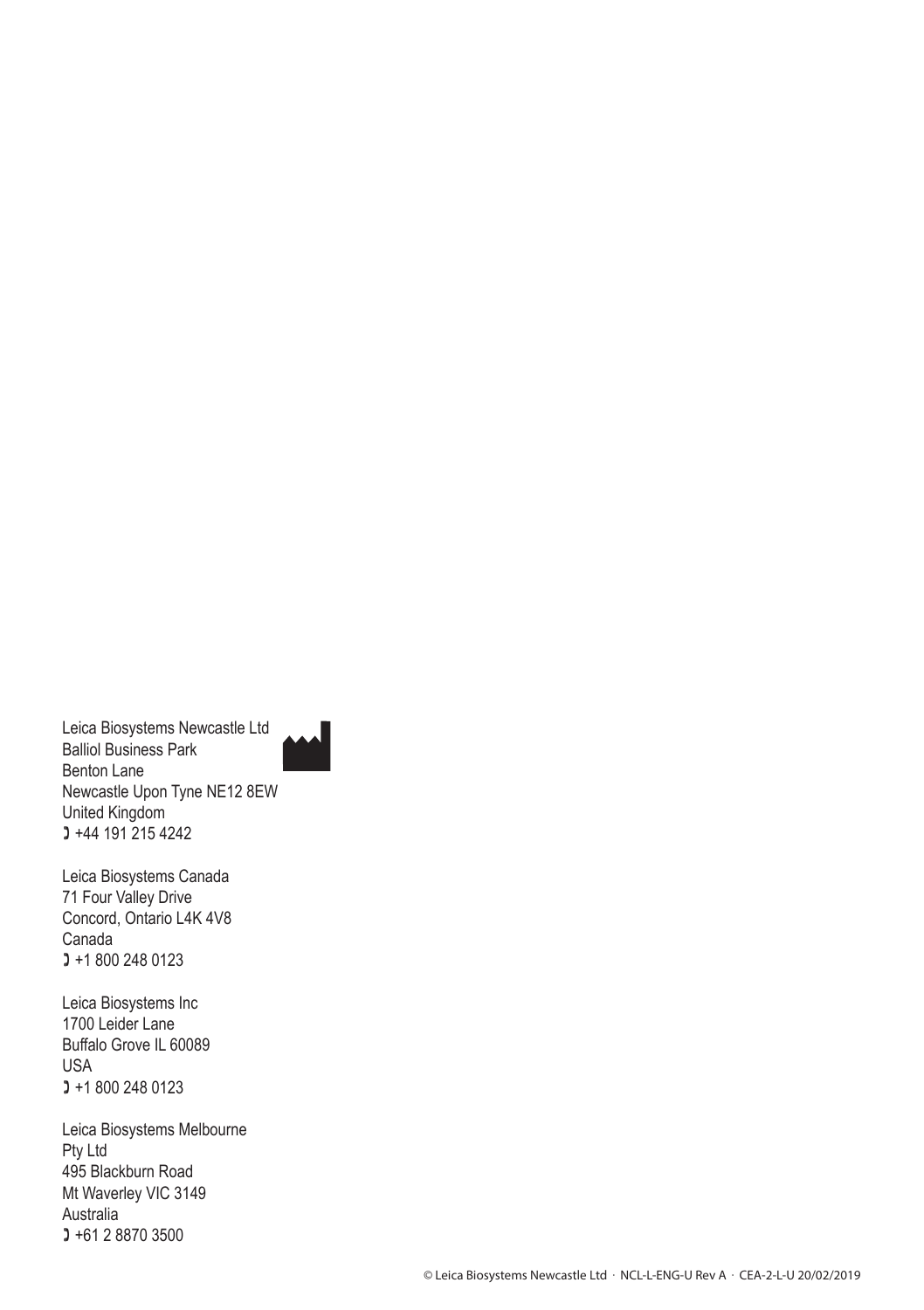Leica Biosystems Newcastle Ltd
Balliol Business Park
Benton Lane
Newcastle Upon Tyne NE12 8EW
United Kingdom
☎ +44 191 215 4242

Leica Biosystems Canada
71 Four Valley Drive
Concord, Ontario L4K 4V8
Canada
☎ +1 800 248 0123

Leica Biosystems Inc
1700 Leider Lane
Buffalo Grove IL 60089
USA
☎ +1 800 248 0123

Leica Biosystems Melbourne
Pty Ltd
495 Blackburn Road
Mt Waverley VIC 3149
Australia
☎ +61 2 8870 3500

© Leica Biosystems Newcastle Ltd · NCL-L-ENG-U Rev A · CEA-2-L-U 20/02/2019